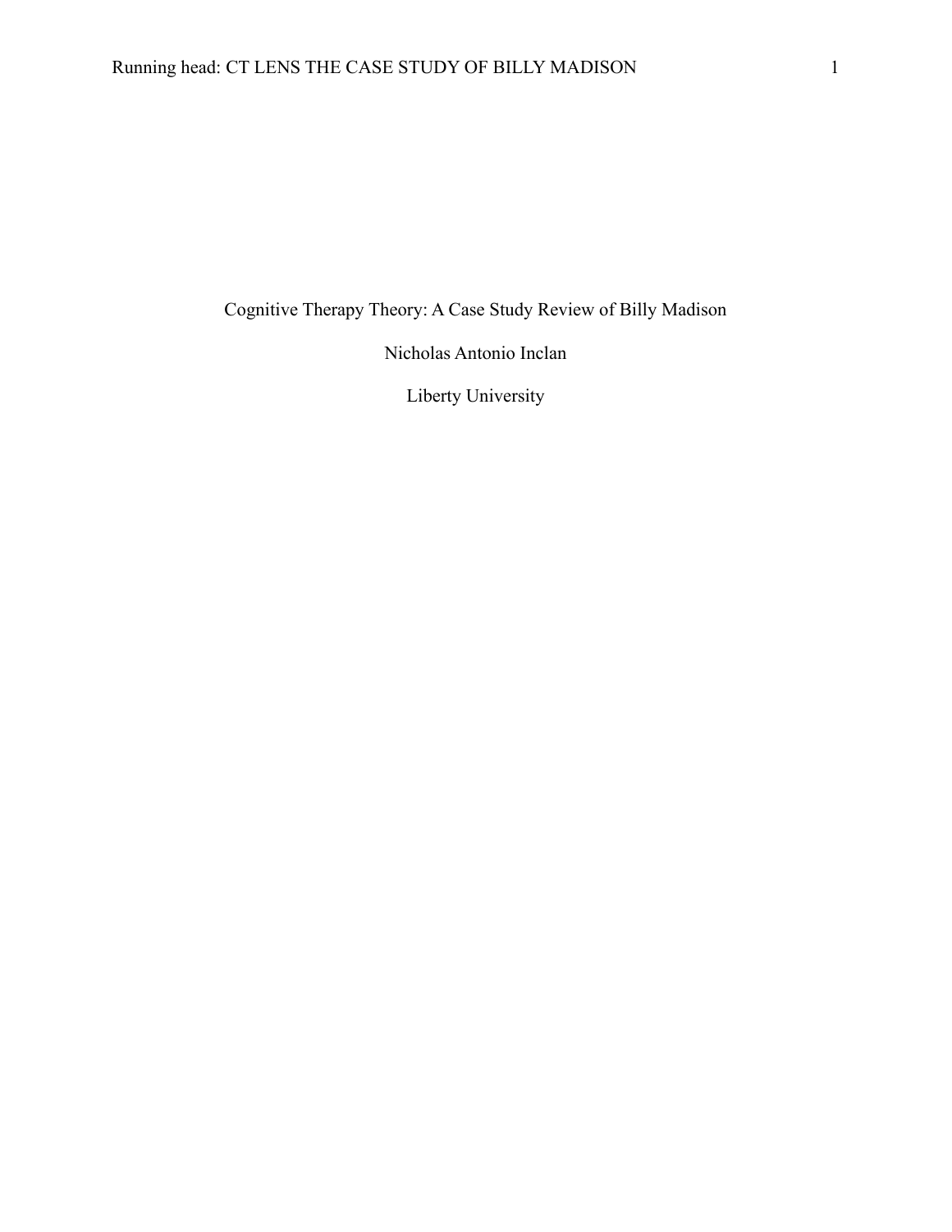# Cognitive Therapy Theory: A Case Study Review of Billy Madison

Nicholas Antonio Inclan

Liberty University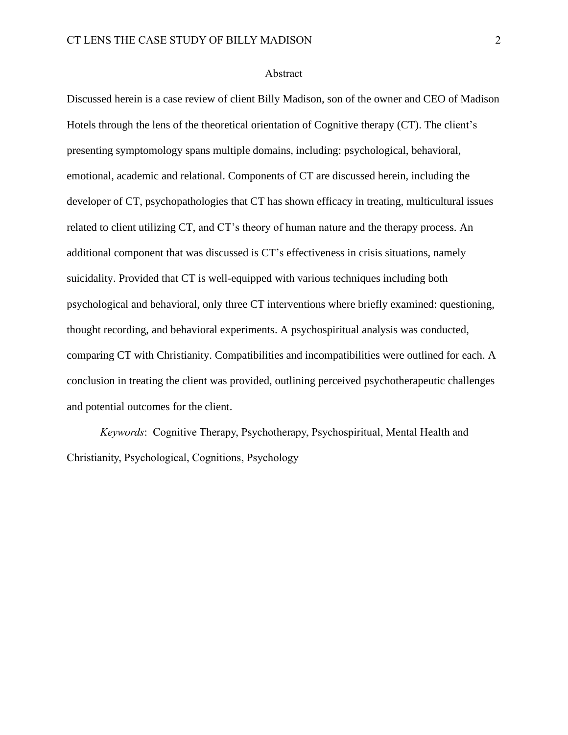# Abstract

Discussed herein is a case review of client Billy Madison, son of the owner and CEO of Madison Hotels through the lens of the theoretical orientation of Cognitive therapy (CT). The client's presenting symptomology spans multiple domains, including: psychological, behavioral, emotional, academic and relational. Components of CT are discussed herein, including the developer of CT, psychopathologies that CT has shown efficacy in treating, multicultural issues related to client utilizing CT, and CT's theory of human nature and the therapy process. An additional component that was discussed is CT's effectiveness in crisis situations, namely suicidality. Provided that CT is well-equipped with various techniques including both psychological and behavioral, only three CT interventions where briefly examined: questioning, thought recording, and behavioral experiments. A psychospiritual analysis was conducted, comparing CT with Christianity. Compatibilities and incompatibilities were outlined for each. A conclusion in treating the client was provided, outlining perceived psychotherapeutic challenges and potential outcomes for the client.

*Keywords*: Cognitive Therapy, Psychotherapy, Psychospiritual, Mental Health and Christianity, Psychological, Cognitions, Psychology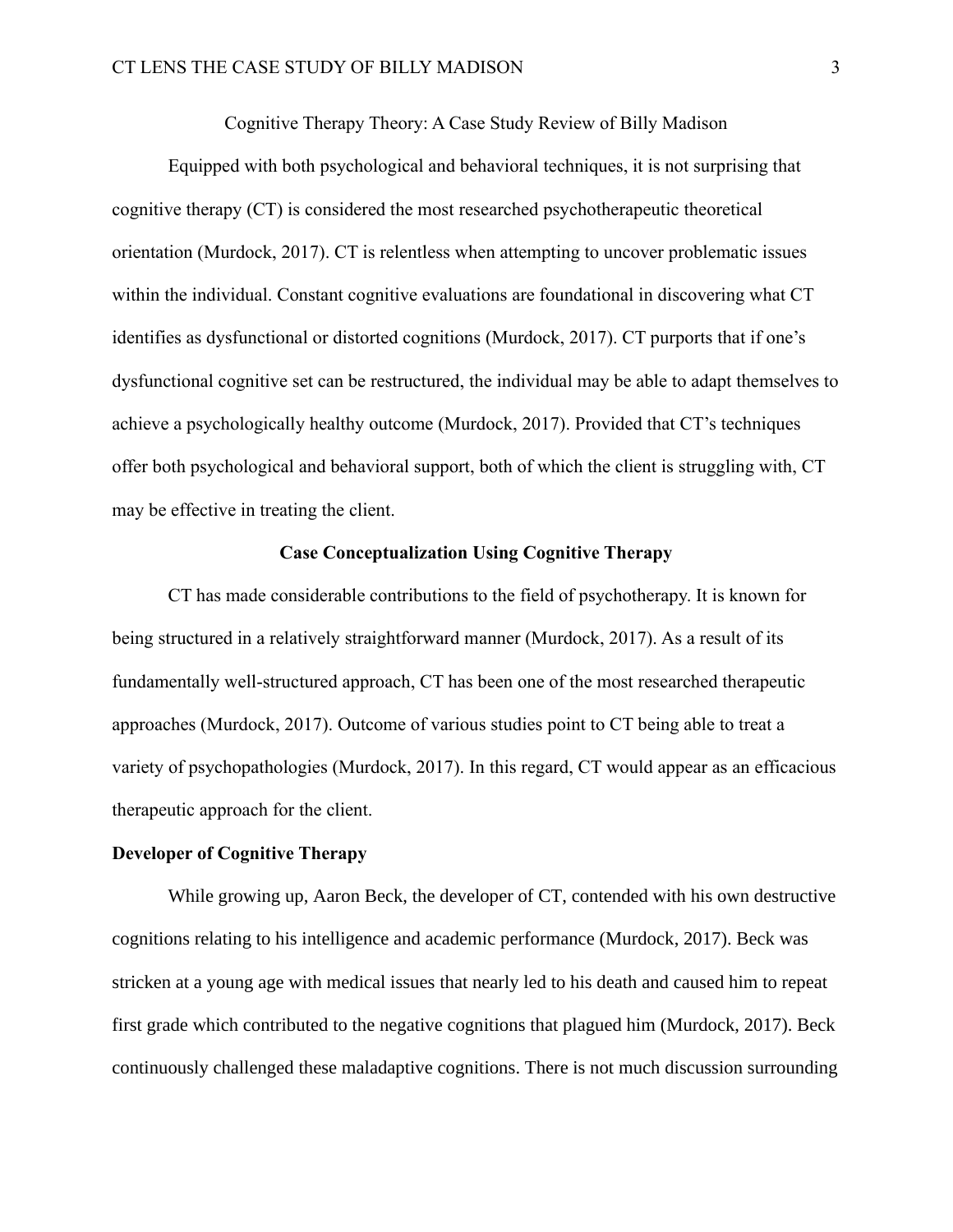Cognitive Therapy Theory: A Case Study Review of Billy Madison

Equipped with both psychological and behavioral techniques, it is not surprising that cognitive therapy (CT) is considered the most researched psychotherapeutic theoretical orientation (Murdock, 2017). CT is relentless when attempting to uncover problematic issues within the individual. Constant cognitive evaluations are foundational in discovering what CT identifies as dysfunctional or distorted cognitions (Murdock, 2017). CT purports that if one's dysfunctional cognitive set can be restructured, the individual may be able to adapt themselves to achieve a psychologically healthy outcome (Murdock, 2017). Provided that CT's techniques offer both psychological and behavioral support, both of which the client is struggling with, CT may be effective in treating the client.

## Case Conceptualization Using Cognitive Therapy

CT has made considerable contributions to the field of psychotherapy. It is known for being structured in a relatively straightforward manner (Murdock, 2017). As a result of its fundamentally well-structured approach, CT has been one of the most researched therapeutic approaches (Murdock, 2017). Outcome of various studies point to CT being able to treat a variety of psychopathologies (Murdock, 2017). In this regard, CT would appear as an efficacious therapeutic approach for the client.

### Developer of Cognitive Therapy

While growing up, Aaron Beck, the developer of CT, contended with his own destructive cognitions relating to his intelligence and academic performance (Murdock, 2017). Beck was stricken at a young age with medical issues that nearly led to his death and caused him to repeat first grade which contributed to the negative cognitions that plagued him (Murdock, 2017). Beck continuously challenged these maladaptive cognitions. There is not much discussion surrounding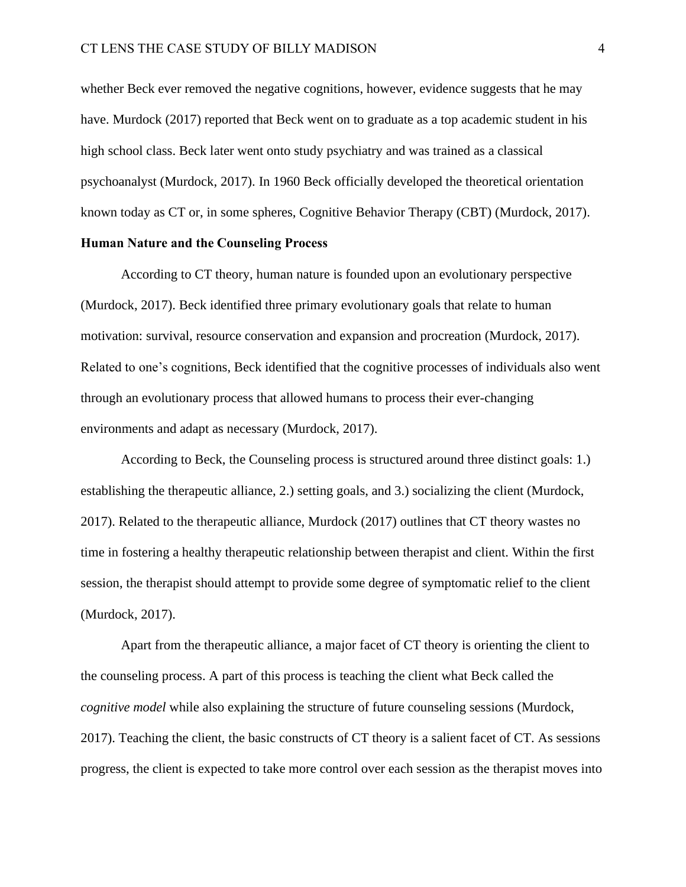whether Beck ever removed the negative cognitions, however, evidence suggests that he may have. Murdock (2017) reported that Beck went on to graduate as a top academic student in his high school class. Beck later went onto study psychiatry and was trained as a classical psychoanalyst (Murdock, 2017). In 1960 Beck officially developed the theoretical orientation known today as CT or, in some spheres, Cognitive Behavior Therapy (CBT) (Murdock, 2017).

**Human Nature and the Counseling Process**

According to CT theory, human nature is founded upon an evolutionary perspective (Murdock, 2017). Beck identified three primary evolutionary goals that relate to human motivation: survival, resource conservation and expansion and procreation (Murdock, 2017). Related to one's cognitions, Beck identified that the cognitive processes of individuals also went through an evolutionary process that allowed humans to process their ever-changing environments and adapt as necessary (Murdock, 2017).

According to Beck, the Counseling process is structured around three distinct goals: 1.) establishing the therapeutic alliance, 2.) setting goals, and 3.) socializing the client (Murdock, 2017). Related to the therapeutic alliance, Murdock (2017) outlines that CT theory wastes no time in fostering a healthy therapeutic relationship between therapist and client. Within the first session, the therapist should attempt to provide some degree of symptomatic relief to the client (Murdock, 2017).

Apart from the therapeutic alliance, a major facet of CT theory is orienting the client to the counseling process. A part of this process is teaching the client what Beck called the *cognitive model* while also explaining the structure of future counseling sessions (Murdock, 2017). Teaching the client, the basic constructs of CT theory is a salient facet of CT. As sessions progress, the client is expected to take more control over each session as the therapist moves into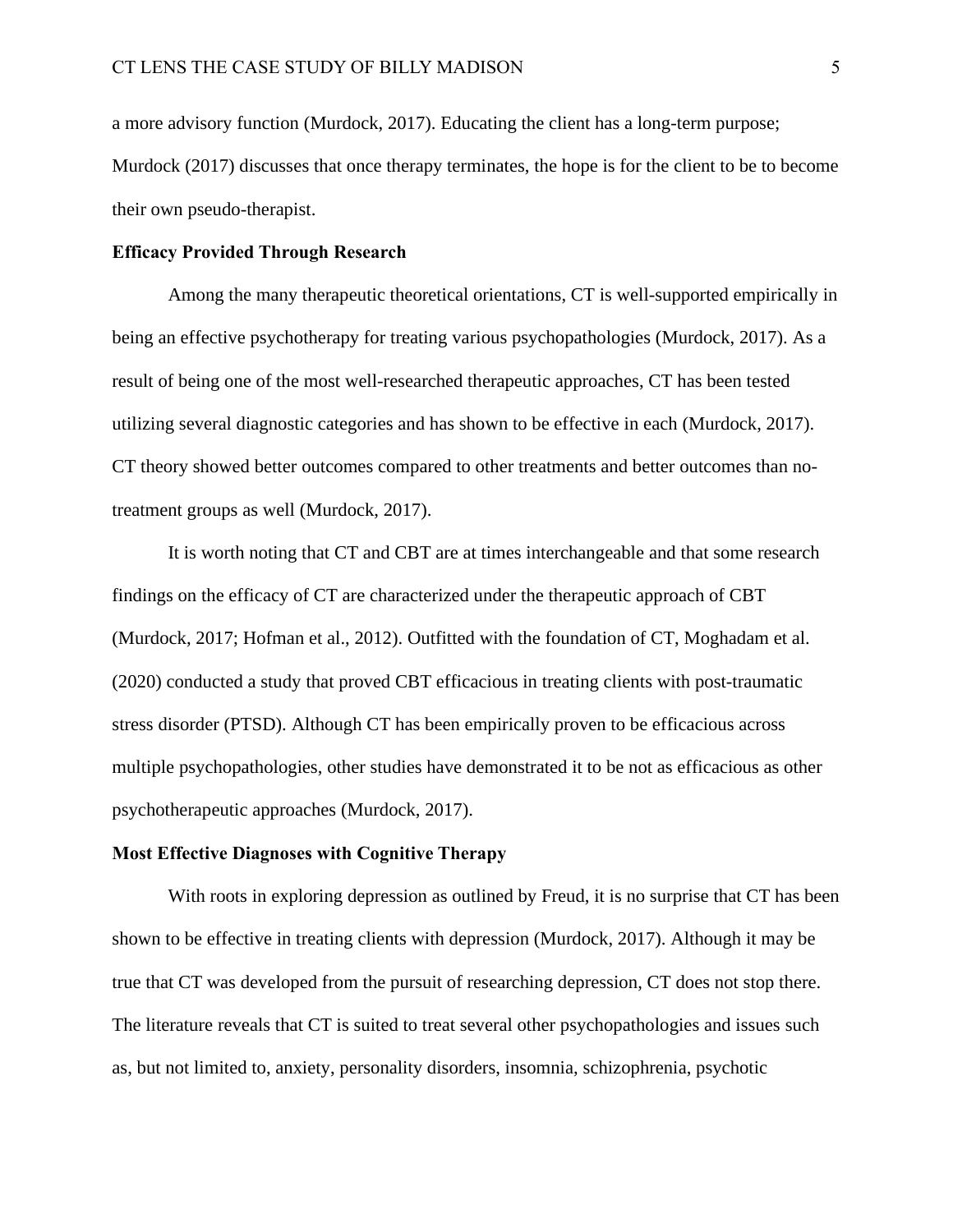a more advisory function (Murdock, 2017). Educating the client has a long-term purpose; Murdock (2017) discusses that once therapy terminates, the hope is for the client to be to become their own pseudo-therapist.

**Efficacy Provided Through Research**

Among the many therapeutic theoretical orientations, CT is well-supported empirically in being an effective psychotherapy for treating various psychopathologies (Murdock, 2017). As a result of being one of the most well-researched therapeutic approaches, CT has been tested utilizing several diagnostic categories and has shown to be effective in each (Murdock, 2017). CT theory showed better outcomes compared to other treatments and better outcomes than no-treatment groups as well (Murdock, 2017).

It is worth noting that CT and CBT are at times interchangeable and that some research findings on the efficacy of CT are characterized under the therapeutic approach of CBT (Murdock, 2017; Hofman et al., 2012). Outfitted with the foundation of CT, Moghadam et al. (2020) conducted a study that proved CBT efficacious in treating clients with post-traumatic stress disorder (PTSD). Although CT has been empirically proven to be efficacious across multiple psychopathologies, other studies have demonstrated it to be not as efficacious as other psychotherapeutic approaches (Murdock, 2017).

**Most Effective Diagnoses with Cognitive Therapy**

With roots in exploring depression as outlined by Freud, it is no surprise that CT has been shown to be effective in treating clients with depression (Murdock, 2017). Although it may be true that CT was developed from the pursuit of researching depression, CT does not stop there. The literature reveals that CT is suited to treat several other psychopathologies and issues such as, but not limited to, anxiety, personality disorders, insomnia, schizophrenia, psychotic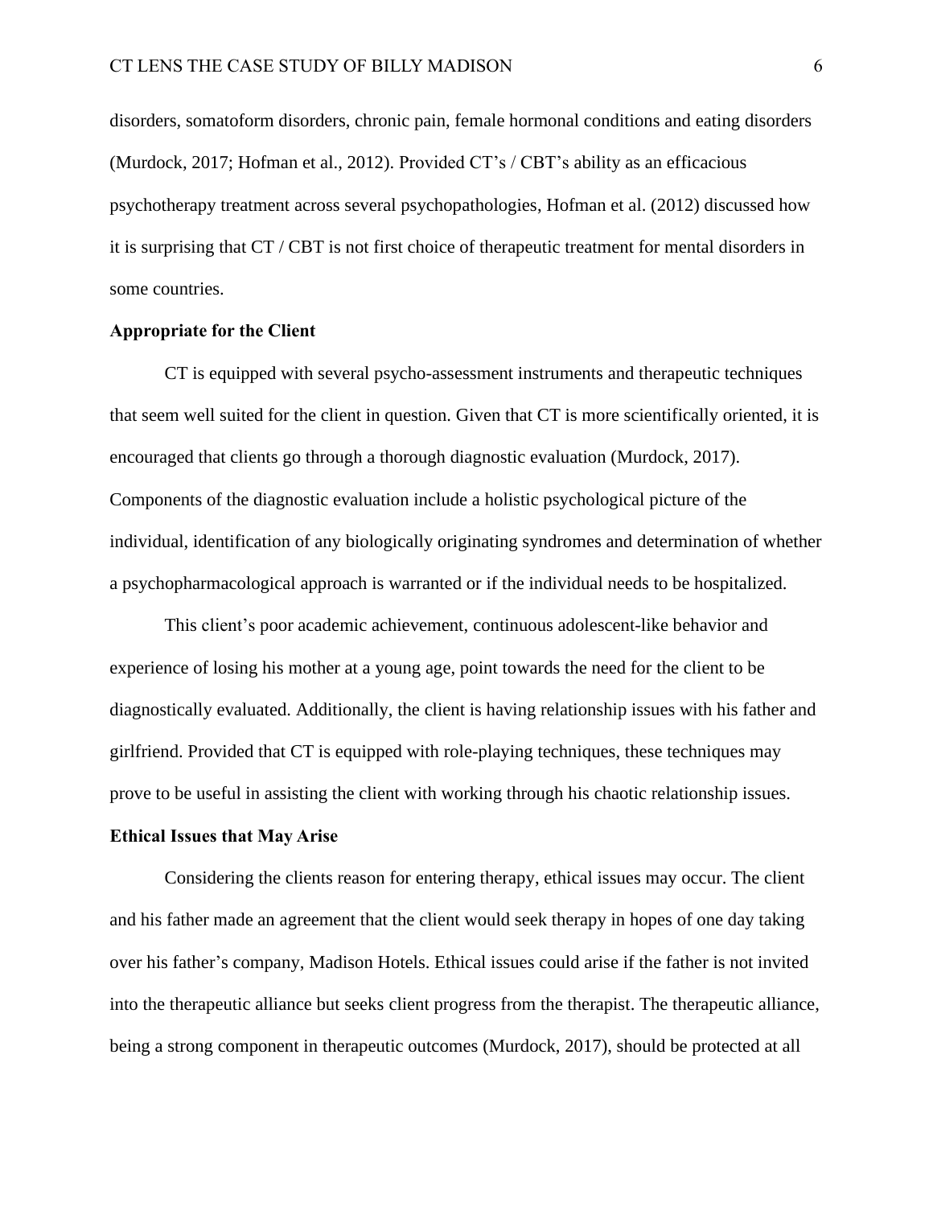disorders, somatoform disorders, chronic pain, female hormonal conditions and eating disorders (Murdock, 2017; Hofman et al., 2012). Provided CT's / CBT's ability as an efficacious psychotherapy treatment across several psychopathologies, Hofman et al. (2012) discussed how it is surprising that CT / CBT is not first choice of therapeutic treatment for mental disorders in some countries.

**Appropriate for the Client**

CT is equipped with several psycho-assessment instruments and therapeutic techniques that seem well suited for the client in question. Given that CT is more scientifically oriented, it is encouraged that clients go through a thorough diagnostic evaluation (Murdock, 2017). Components of the diagnostic evaluation include a holistic psychological picture of the individual, identification of any biologically originating syndromes and determination of whether a psychopharmacological approach is warranted or if the individual needs to be hospitalized.

This client's poor academic achievement, continuous adolescent-like behavior and experience of losing his mother at a young age, point towards the need for the client to be diagnostically evaluated. Additionally, the client is having relationship issues with his father and girlfriend. Provided that CT is equipped with role-playing techniques, these techniques may prove to be useful in assisting the client with working through his chaotic relationship issues.

**Ethical Issues that May Arise**

Considering the clients reason for entering therapy, ethical issues may occur. The client and his father made an agreement that the client would seek therapy in hopes of one day taking over his father's company, Madison Hotels. Ethical issues could arise if the father is not invited into the therapeutic alliance but seeks client progress from the therapist. The therapeutic alliance, being a strong component in therapeutic outcomes (Murdock, 2017), should be protected at all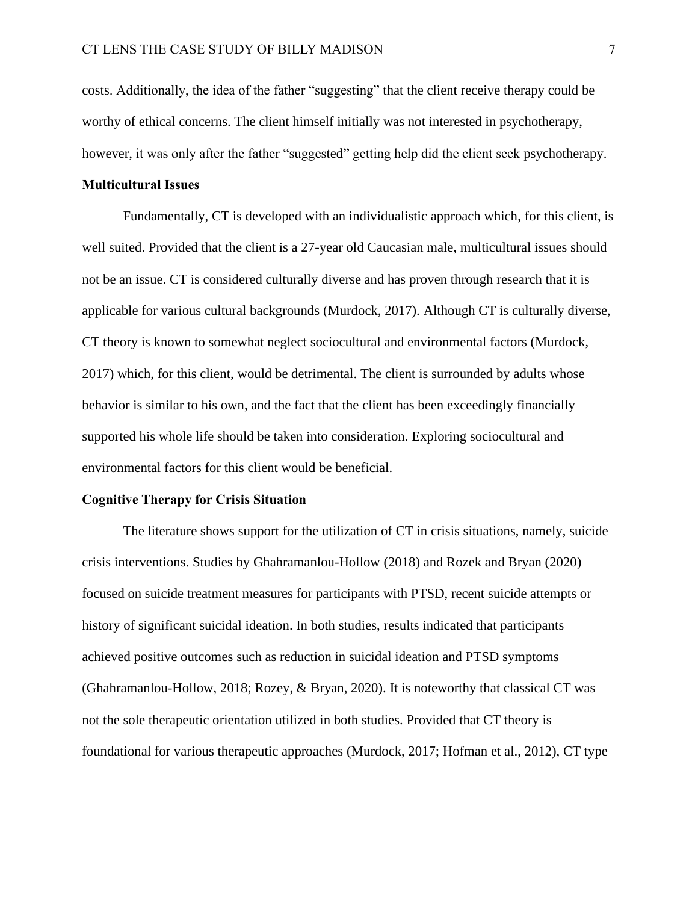costs. Additionally, the idea of the father "suggesting" that the client receive therapy could be worthy of ethical concerns. The client himself initially was not interested in psychotherapy, however, it was only after the father "suggested" getting help did the client seek psychotherapy.

**Multicultural Issues**

Fundamentally, CT is developed with an individualistic approach which, for this client, is well suited. Provided that the client is a 27-year old Caucasian male, multicultural issues should not be an issue. CT is considered culturally diverse and has proven through research that it is applicable for various cultural backgrounds (Murdock, 2017). Although CT is culturally diverse, CT theory is known to somewhat neglect sociocultural and environmental factors (Murdock, 2017) which, for this client, would be detrimental. The client is surrounded by adults whose behavior is similar to his own, and the fact that the client has been exceedingly financially supported his whole life should be taken into consideration. Exploring sociocultural and environmental factors for this client would be beneficial.

**Cognitive Therapy for Crisis Situation**

The literature shows support for the utilization of CT in crisis situations, namely, suicide crisis interventions. Studies by Ghahramanlou-Hollow (2018) and Rozek and Bryan (2020) focused on suicide treatment measures for participants with PTSD, recent suicide attempts or history of significant suicidal ideation. In both studies, results indicated that participants achieved positive outcomes such as reduction in suicidal ideation and PTSD symptoms (Ghahramanlou-Hollow, 2018; Rozey, & Bryan, 2020). It is noteworthy that classical CT was not the sole therapeutic orientation utilized in both studies. Provided that CT theory is foundational for various therapeutic approaches (Murdock, 2017; Hofman et al., 2012), CT type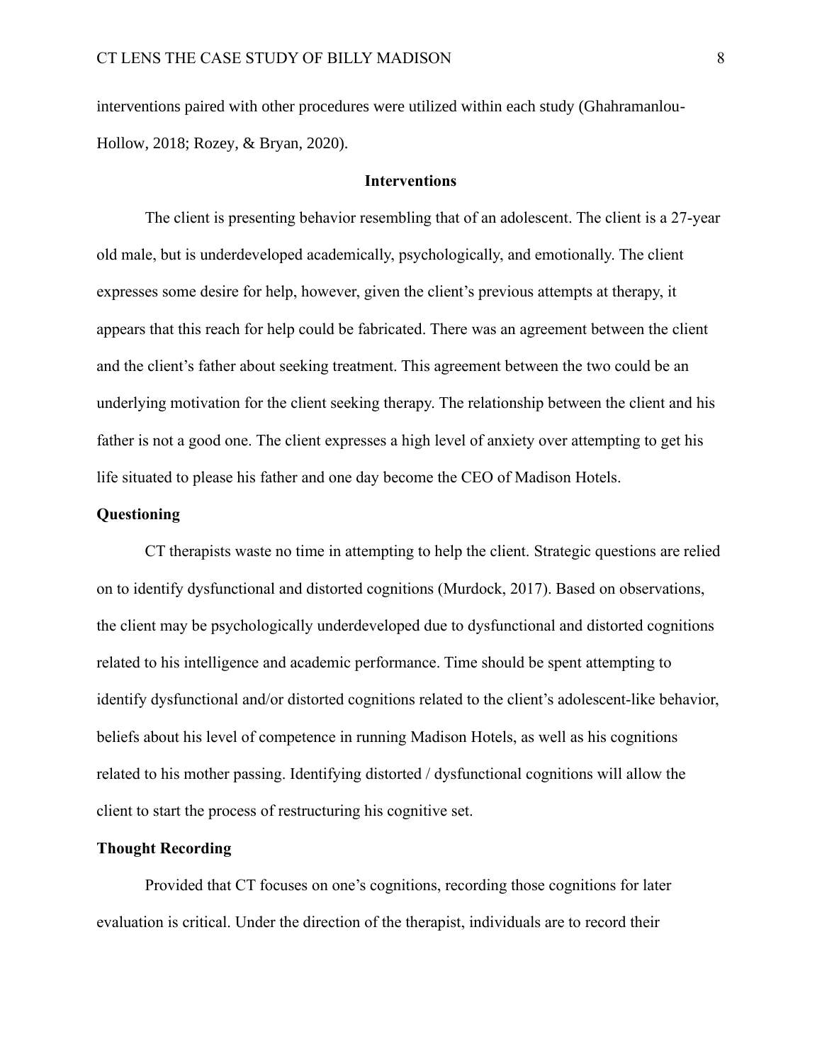interventions paired with other procedures were utilized within each study (Ghahramanlou-Hollow, 2018; Rozey, & Bryan, 2020).

## Interventions

The client is presenting behavior resembling that of an adolescent. The client is a 27-year old male, but is underdeveloped academically, psychologically, and emotionally. The client expresses some desire for help, however, given the client's previous attempts at therapy, it appears that this reach for help could be fabricated. There was an agreement between the client and the client's father about seeking treatment. This agreement between the two could be an underlying motivation for the client seeking therapy. The relationship between the client and his father is not a good one. The client expresses a high level of anxiety over attempting to get his life situated to please his father and one day become the CEO of Madison Hotels.

### Questioning

CT therapists waste no time in attempting to help the client. Strategic questions are relied on to identify dysfunctional and distorted cognitions (Murdock, 2017). Based on observations, the client may be psychologically underdeveloped due to dysfunctional and distorted cognitions related to his intelligence and academic performance. Time should be spent attempting to identify dysfunctional and/or distorted cognitions related to the client's adolescent-like behavior, beliefs about his level of competence in running Madison Hotels, as well as his cognitions related to his mother passing. Identifying distorted / dysfunctional cognitions will allow the client to start the process of restructuring his cognitive set.

### Thought Recording

Provided that CT focuses on one's cognitions, recording those cognitions for later evaluation is critical. Under the direction of the therapist, individuals are to record their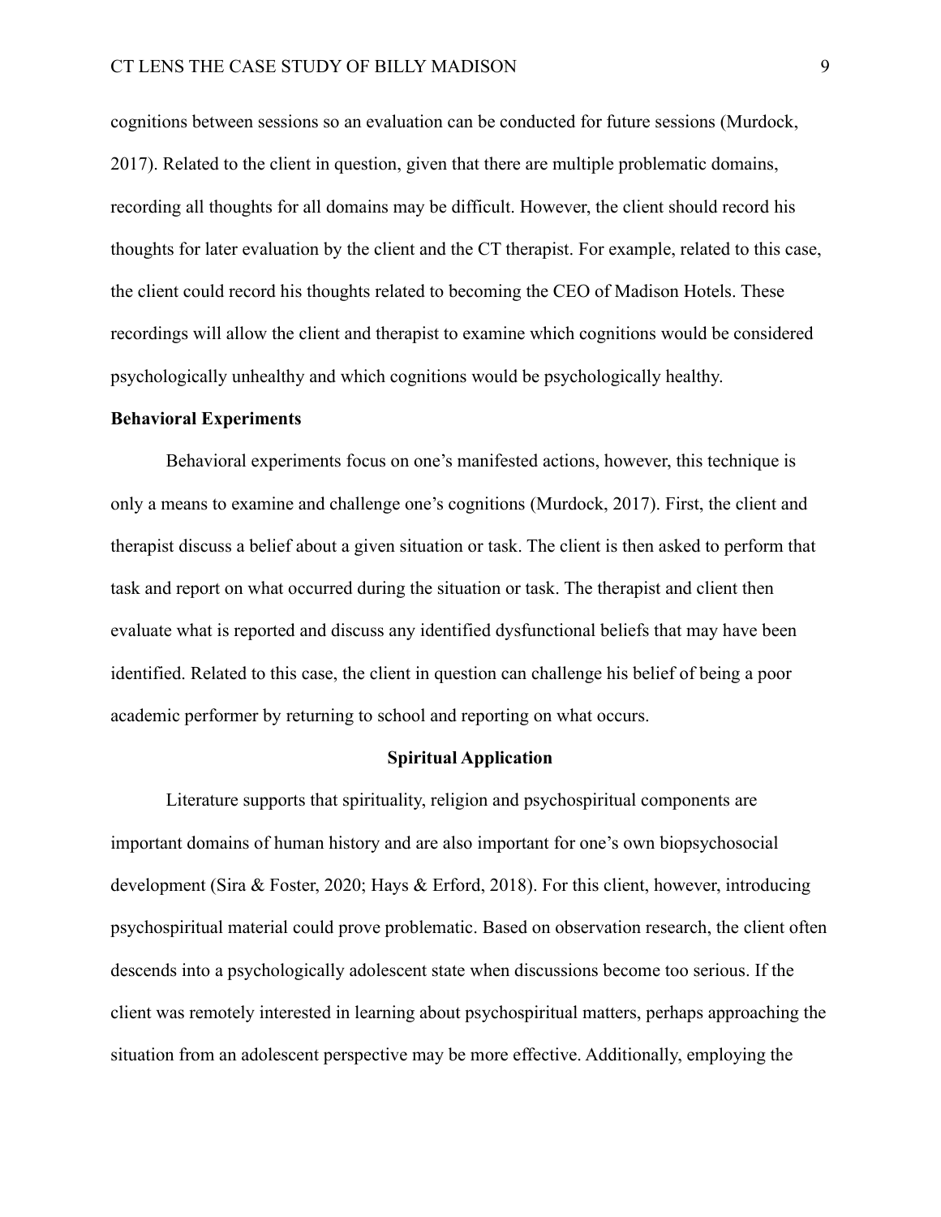cognitions between sessions so an evaluation can be conducted for future sessions (Murdock, 2017). Related to the client in question, given that there are multiple problematic domains, recording all thoughts for all domains may be difficult. However, the client should record his thoughts for later evaluation by the client and the CT therapist. For example, related to this case, the client could record his thoughts related to becoming the CEO of Madison Hotels. These recordings will allow the client and therapist to examine which cognitions would be considered psychologically unhealthy and which cognitions would be psychologically healthy.

**Behavioral Experiments**

Behavioral experiments focus on one's manifested actions, however, this technique is only a means to examine and challenge one's cognitions (Murdock, 2017). First, the client and therapist discuss a belief about a given situation or task. The client is then asked to perform that task and report on what occurred during the situation or task. The therapist and client then evaluate what is reported and discuss any identified dysfunctional beliefs that may have been identified. Related to this case, the client in question can challenge his belief of being a poor academic performer by returning to school and reporting on what occurs.

## Spiritual Application

Literature supports that spirituality, religion and psychospiritual components are important domains of human history and are also important for one's own biopsychosocial development (Sira & Foster, 2020; Hays & Erford, 2018). For this client, however, introducing psychospiritual material could prove problematic. Based on observation research, the client often descends into a psychologically adolescent state when discussions become too serious. If the client was remotely interested in learning about psychospiritual matters, perhaps approaching the situation from an adolescent perspective may be more effective. Additionally, employing the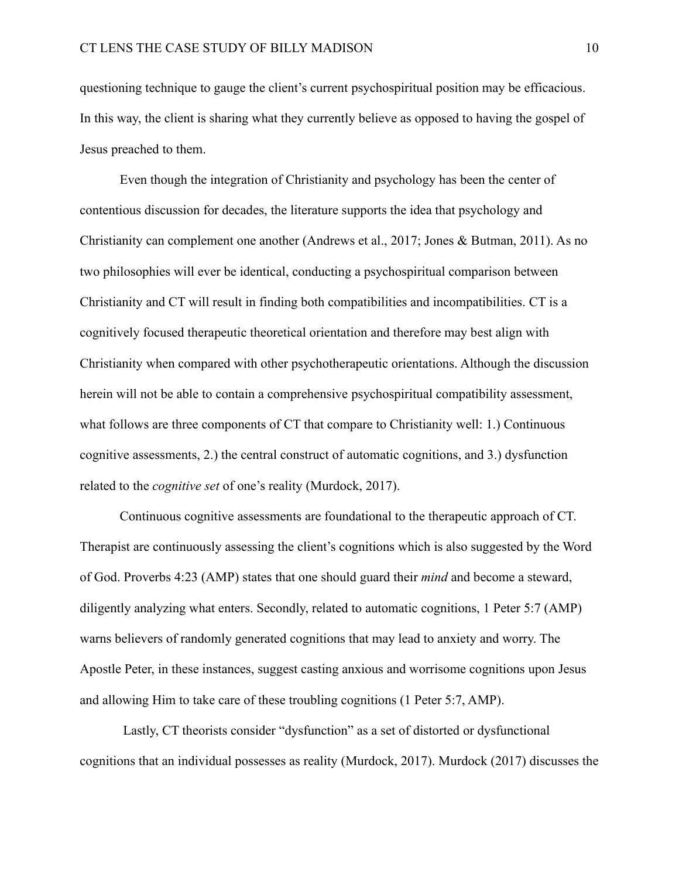questioning technique to gauge the client's current psychospiritual position may be efficacious. In this way, the client is sharing what they currently believe as opposed to having the gospel of Jesus preached to them.

Even though the integration of Christianity and psychology has been the center of contentious discussion for decades, the literature supports the idea that psychology and Christianity can complement one another (Andrews et al., 2017; Jones & Butman, 2011). As no two philosophies will ever be identical, conducting a psychospiritual comparison between Christianity and CT will result in finding both compatibilities and incompatibilities. CT is a cognitively focused therapeutic theoretical orientation and therefore may best align with Christianity when compared with other psychotherapeutic orientations. Although the discussion herein will not be able to contain a comprehensive psychospiritual compatibility assessment, what follows are three components of CT that compare to Christianity well: 1.) Continuous cognitive assessments, 2.) the central construct of automatic cognitions, and 3.) dysfunction related to the *cognitive set* of one's reality (Murdock, 2017).

Continuous cognitive assessments are foundational to the therapeutic approach of CT. Therapist are continuously assessing the client's cognitions which is also suggested by the Word of God. Proverbs 4:23 (AMP) states that one should guard their *mind* and become a steward, diligently analyzing what enters. Secondly, related to automatic cognitions, 1 Peter 5:7 (AMP) warns believers of randomly generated cognitions that may lead to anxiety and worry. The Apostle Peter, in these instances, suggest casting anxious and worrisome cognitions upon Jesus and allowing Him to take care of these troubling cognitions (1 Peter 5:7, AMP).

Lastly, CT theorists consider "dysfunction" as a set of distorted or dysfunctional cognitions that an individual possesses as reality (Murdock, 2017). Murdock (2017) discusses the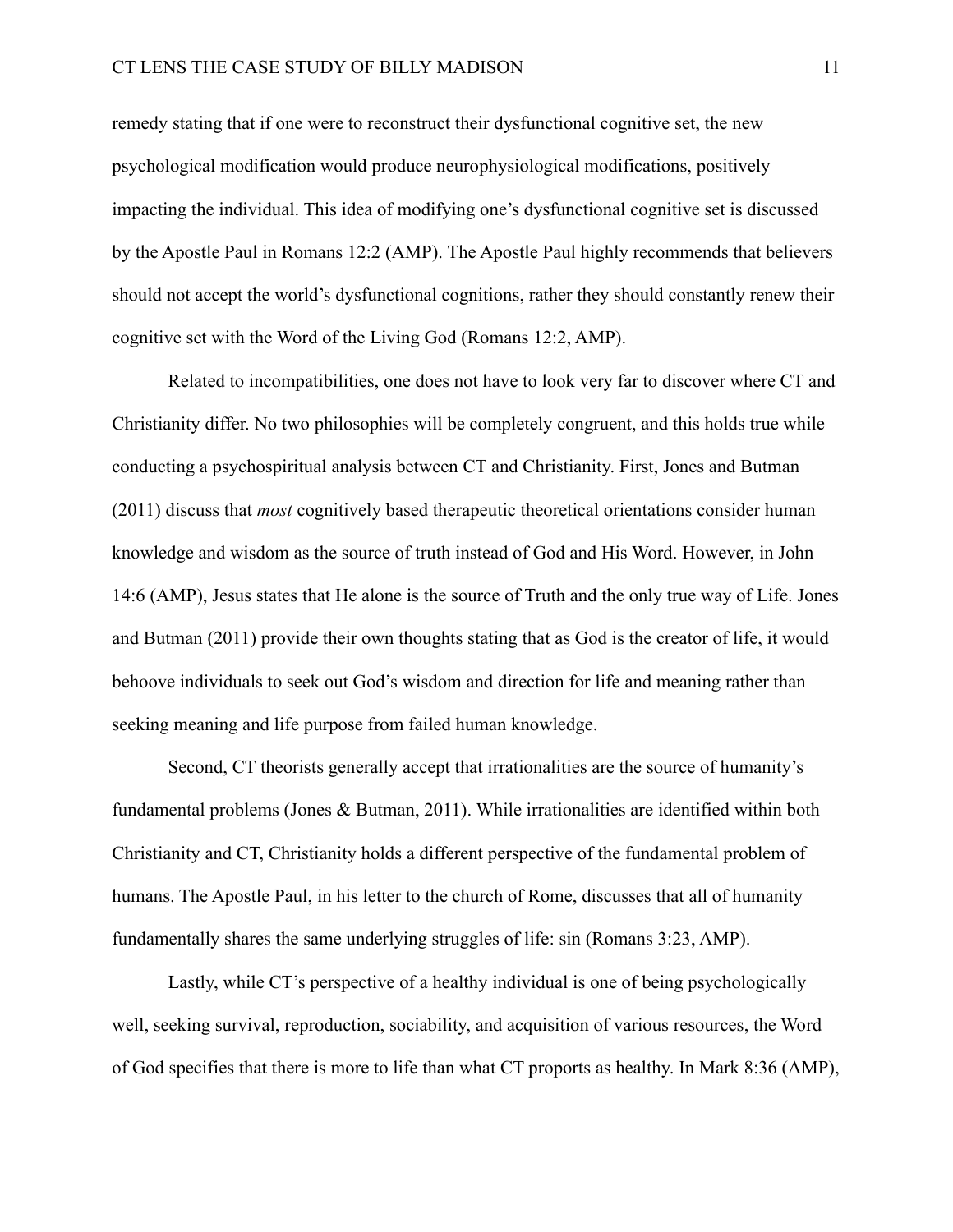remedy stating that if one were to reconstruct their dysfunctional cognitive set, the new psychological modification would produce neurophysiological modifications, positively impacting the individual. This idea of modifying one's dysfunctional cognitive set is discussed by the Apostle Paul in Romans 12:2 (AMP). The Apostle Paul highly recommends that believers should not accept the world's dysfunctional cognitions, rather they should constantly renew their cognitive set with the Word of the Living God (Romans 12:2, AMP).

Related to incompatibilities, one does not have to look very far to discover where CT and Christianity differ. No two philosophies will be completely congruent, and this holds true while conducting a psychospiritual analysis between CT and Christianity. First, Jones and Butman (2011) discuss that *most* cognitively based therapeutic theoretical orientations consider human knowledge and wisdom as the source of truth instead of God and His Word. However, in John 14:6 (AMP), Jesus states that He alone is the source of Truth and the only true way of Life. Jones and Butman (2011) provide their own thoughts stating that as God is the creator of life, it would behoove individuals to seek out God's wisdom and direction for life and meaning rather than seeking meaning and life purpose from failed human knowledge.

Second, CT theorists generally accept that irrationalities are the source of humanity's fundamental problems (Jones & Butman, 2011). While irrationalities are identified within both Christianity and CT, Christianity holds a different perspective of the fundamental problem of humans. The Apostle Paul, in his letter to the church of Rome, discusses that all of humanity fundamentally shares the same underlying struggles of life: sin (Romans 3:23, AMP).

Lastly, while CT's perspective of a healthy individual is one of being psychologically well, seeking survival, reproduction, sociability, and acquisition of various resources, the Word of God specifies that there is more to life than what CT proports as healthy. In Mark 8:36 (AMP),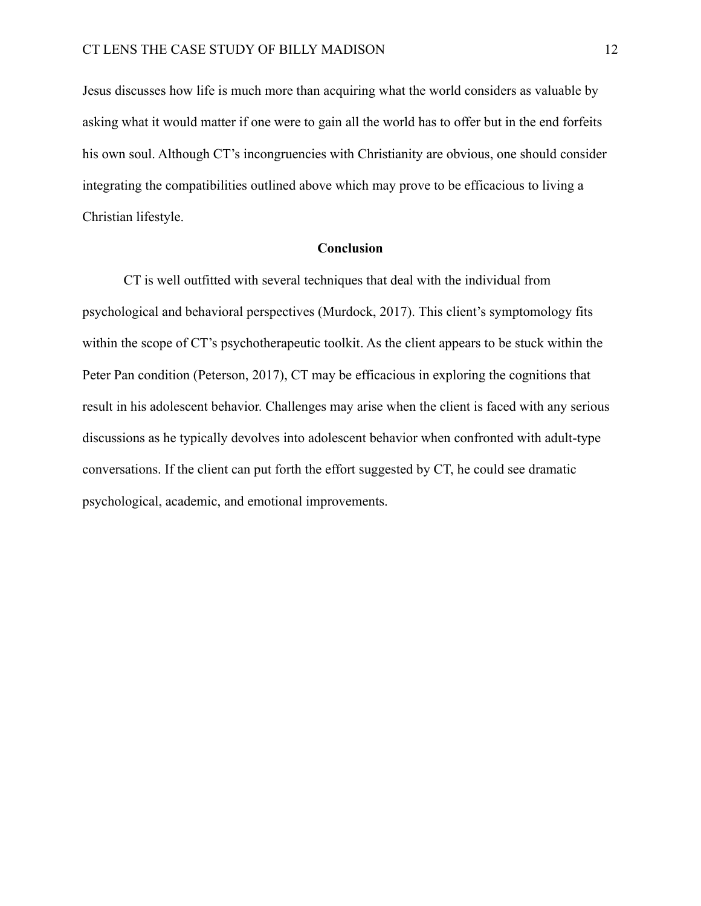Jesus discusses how life is much more than acquiring what the world considers as valuable by asking what it would matter if one were to gain all the world has to offer but in the end forfeits his own soul. Although CT's incongruencies with Christianity are obvious, one should consider integrating the compatibilities outlined above which may prove to be efficacious to living a Christian lifestyle.

## Conclusion

CT is well outfitted with several techniques that deal with the individual from psychological and behavioral perspectives (Murdock, 2017). This client's symptomology fits within the scope of CT's psychotherapeutic toolkit. As the client appears to be stuck within the Peter Pan condition (Peterson, 2017), CT may be efficacious in exploring the cognitions that result in his adolescent behavior. Challenges may arise when the client is faced with any serious discussions as he typically devolves into adolescent behavior when confronted with adult-type conversations. If the client can put forth the effort suggested by CT, he could see dramatic psychological, academic, and emotional improvements.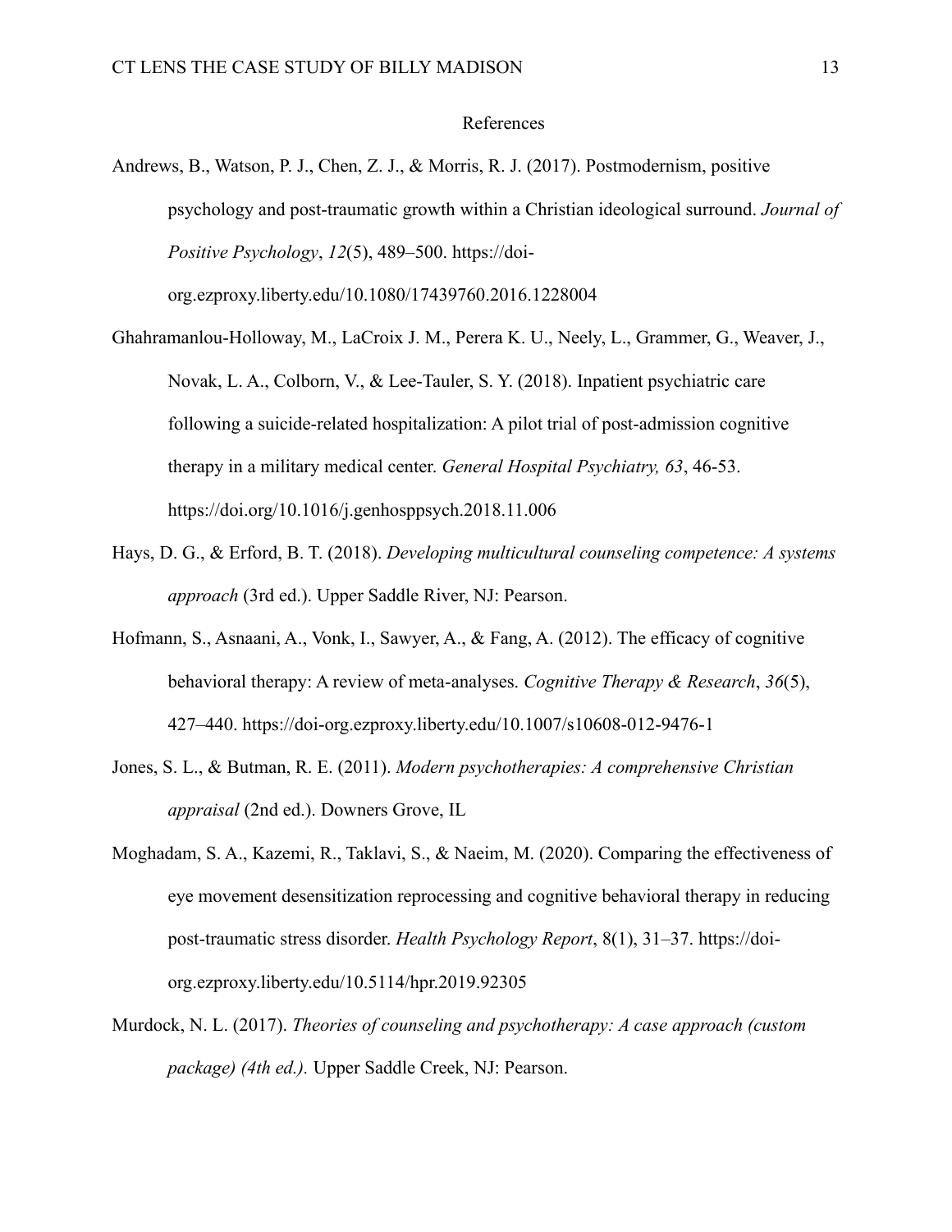# References

Andrews, B., Watson, P. J., Chen, Z. J., & Morris, R. J. (2017). Postmodernism, positive psychology and post-traumatic growth within a Christian ideological surround. *Journal of Positive Psychology*, *12*(5), 489–500. https://doi-org.ezproxy.liberty.edu/10.1080/17439760.2016.1228004

Ghahramanlou-Holloway, M., LaCroix J. M., Perera K. U., Neely, L., Grammer, G., Weaver, J., Novak, L. A., Colborn, V., & Lee-Tauler, S. Y. (2018). Inpatient psychiatric care following a suicide-related hospitalization: A pilot trial of post-admission cognitive therapy in a military medical center. *General Hospital Psychiatry, 63*, 46-53. https://doi.org/10.1016/j.genhosppsych.2018.11.006

Hays, D. G., & Erford, B. T. (2018). *Developing multicultural counseling competence: A systems approach* (3rd ed.). Upper Saddle River, NJ: Pearson.

Hofmann, S., Asnaani, A., Vonk, I., Sawyer, A., & Fang, A. (2012). The efficacy of cognitive behavioral therapy: A review of meta-analyses. *Cognitive Therapy & Research*, *36*(5), 427–440. https://doi-org.ezproxy.liberty.edu/10.1007/s10608-012-9476-1

Jones, S. L., & Butman, R. E. (2011). *Modern psychotherapies: A comprehensive Christian appraisal* (2nd ed.). Downers Grove, IL

Moghadam, S. A., Kazemi, R., Taklavi, S., & Naeim, M. (2020). Comparing the effectiveness of eye movement desensitization reprocessing and cognitive behavioral therapy in reducing post-traumatic stress disorder. *Health Psychology Report*, 8(1), 31–37. https://doi-org.ezproxy.liberty.edu/10.5114/hpr.2019.92305

Murdock, N. L. (2017). *Theories of counseling and psychotherapy: A case approach (custom package) (4th ed.).* Upper Saddle Creek, NJ: Pearson.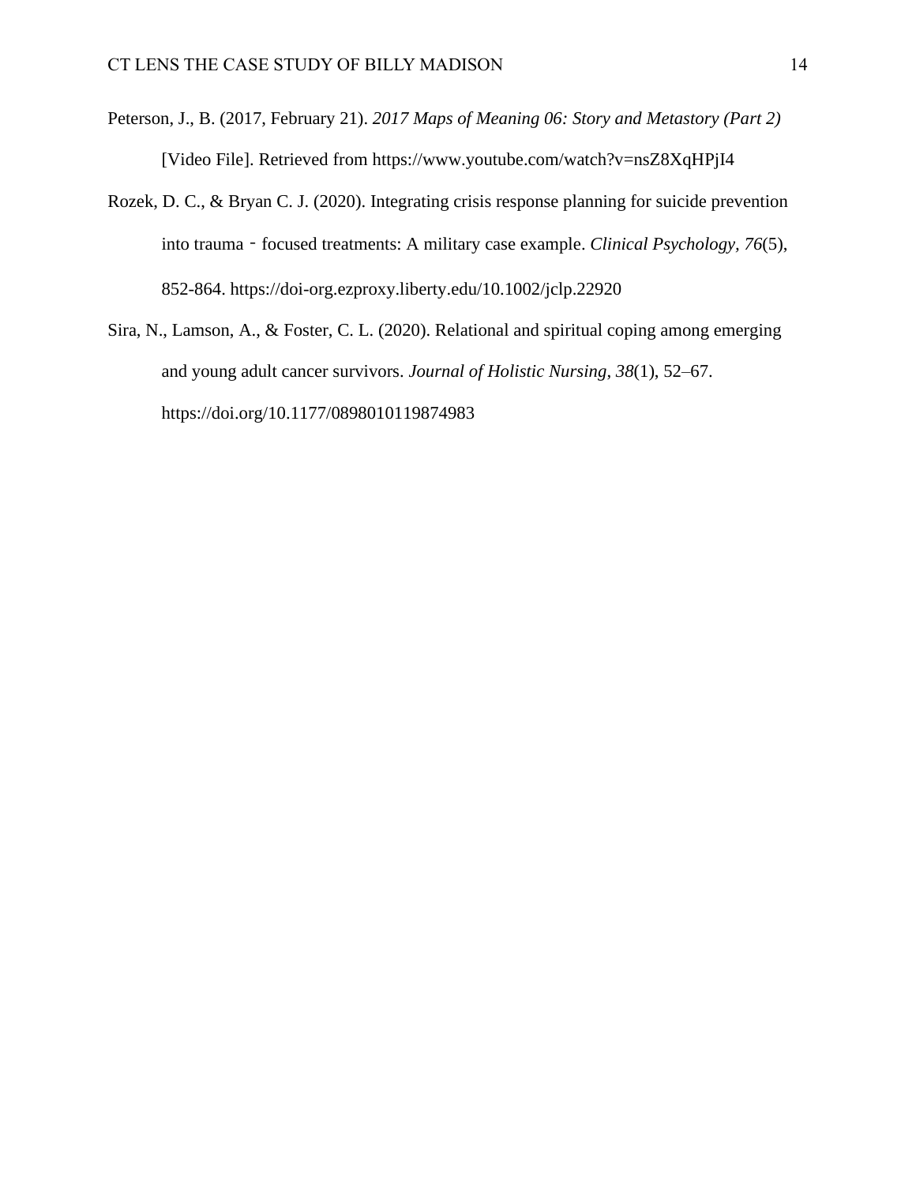Peterson, J., B. (2017, February 21). *2017 Maps of Meaning 06: Story and Metastory (Part 2)* [Video File]. Retrieved from https://www.youtube.com/watch?v=nsZ8XqHPjI4

Rozek, D. C., & Bryan C. J. (2020). Integrating crisis response planning for suicide prevention into trauma‐focused treatments: A military case example. *Clinical Psychology, 76*(5), 852-864. https://doi-org.ezproxy.liberty.edu/10.1002/jclp.22920

Sira, N., Lamson, A., & Foster, C. L. (2020). Relational and spiritual coping among emerging and young adult cancer survivors. *Journal of Holistic Nursing*, *38*(1), 52–67. https://doi.org/10.1177/0898010119874983